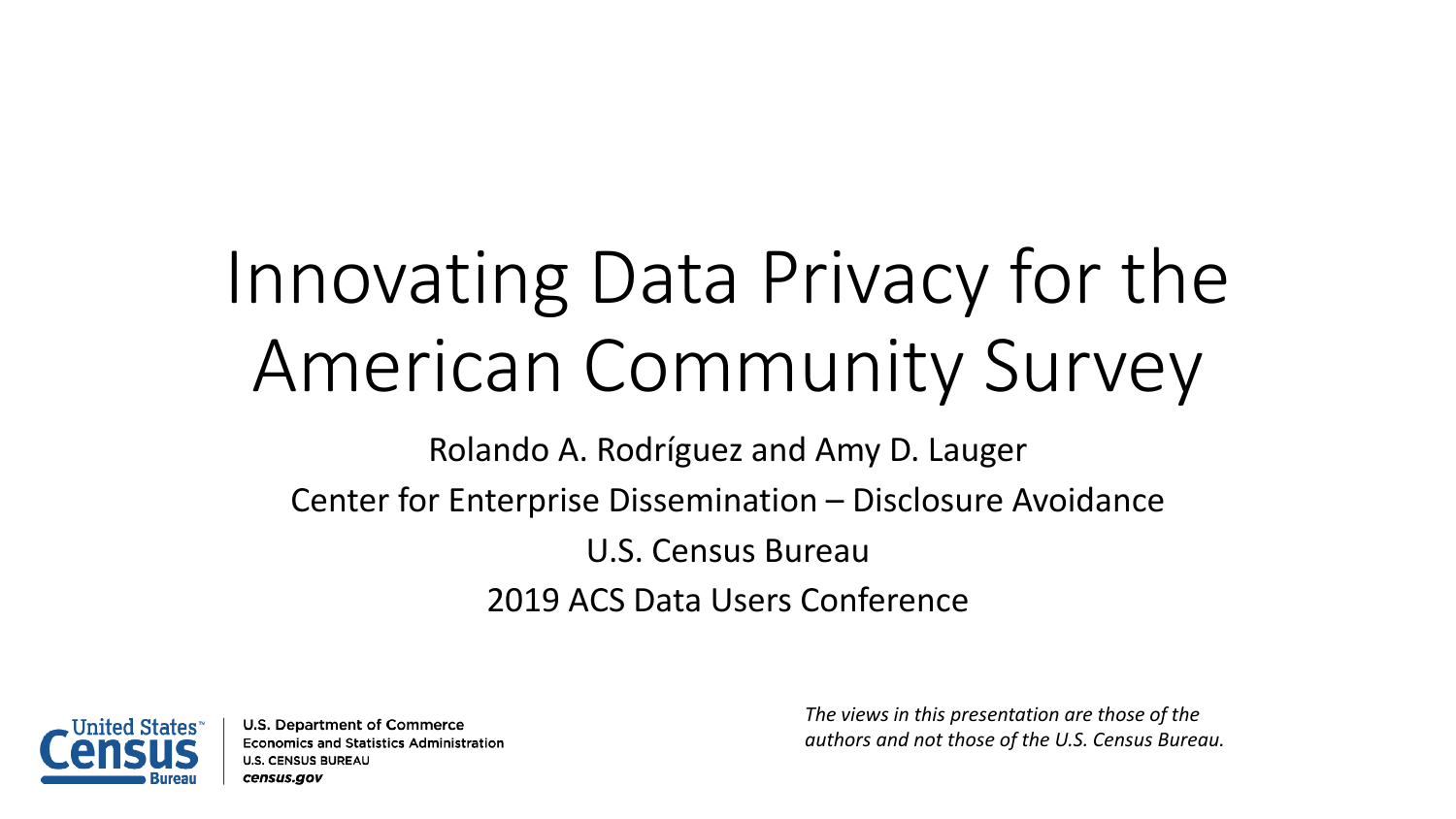# Innovating Data Privacy for the American Community Survey

Rolando A. Rodríguez and Amy D. Lauger

Center for Enterprise Dissemination – Disclosure Avoidance

U.S. Census Bureau

2019 ACS Data Users Conference

U.S. Department of Commerce
Economics and Statistics Administration
U.S. CENSUS BUREAU
*census.gov*

*The views in this presentation are those of the authors and not those of the U.S. Census Bureau.*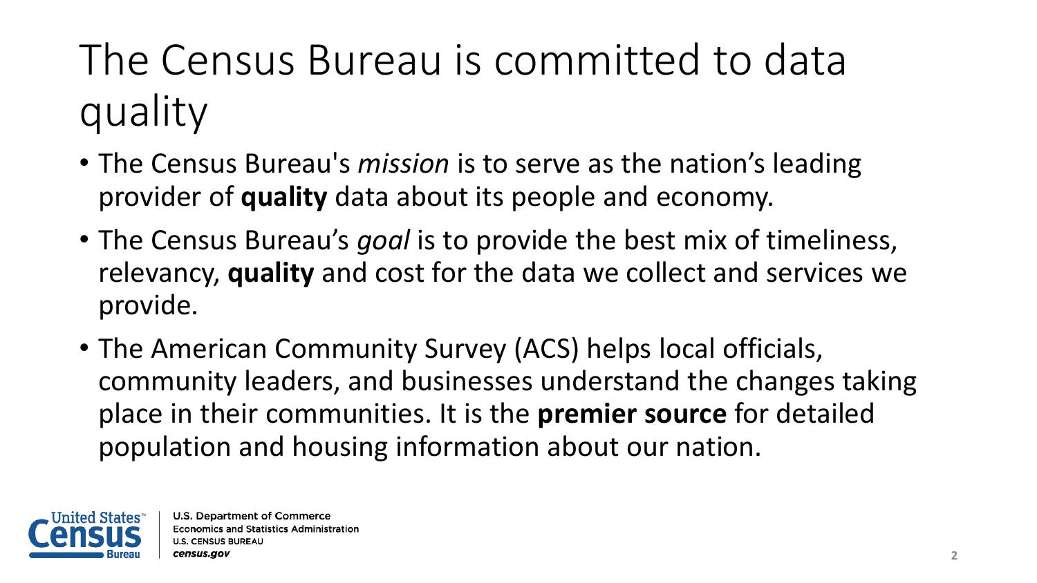# The Census Bureau is committed to data quality

- The Census Bureau's *mission* is to serve as the nation's leading provider of **quality** data about its people and economy.
- The Census Bureau's *goal* is to provide the best mix of timeliness, relevancy, **quality** and cost for the data we collect and services we provide.
- The American Community Survey (ACS) helps local officials, community leaders, and businesses understand the changes taking place in their communities. It is the **premier source** for detailed population and housing information about our nation.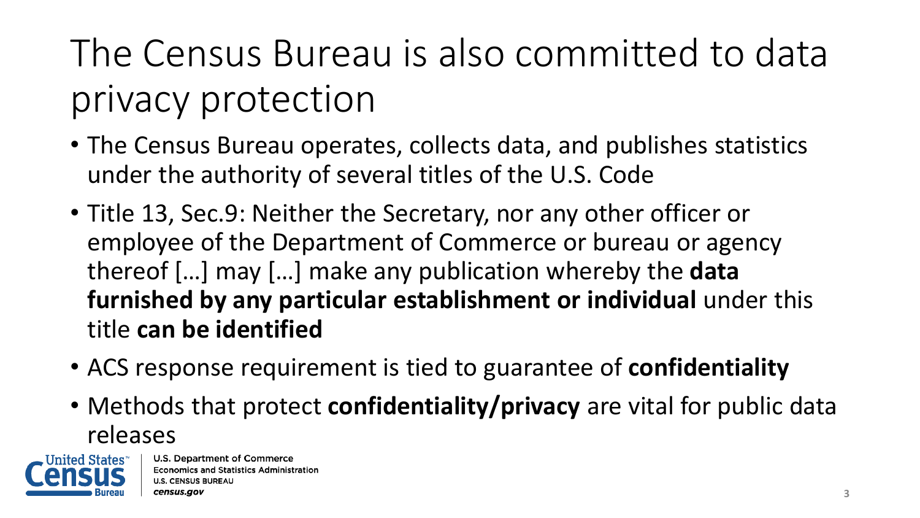# The Census Bureau is also committed to data privacy protection

- The Census Bureau operates, collects data, and publishes statistics under the authority of several titles of the U.S. Code
- Title 13, Sec.9: Neither the Secretary, nor any other officer or employee of the Department of Commerce or bureau or agency thereof […] may […] make any publication whereby the **data furnished by any particular establishment or individual** under this title **can be identified**
- ACS response requirement is tied to guarantee of **confidentiality**
- Methods that protect **confidentiality/privacy** are vital for public data releases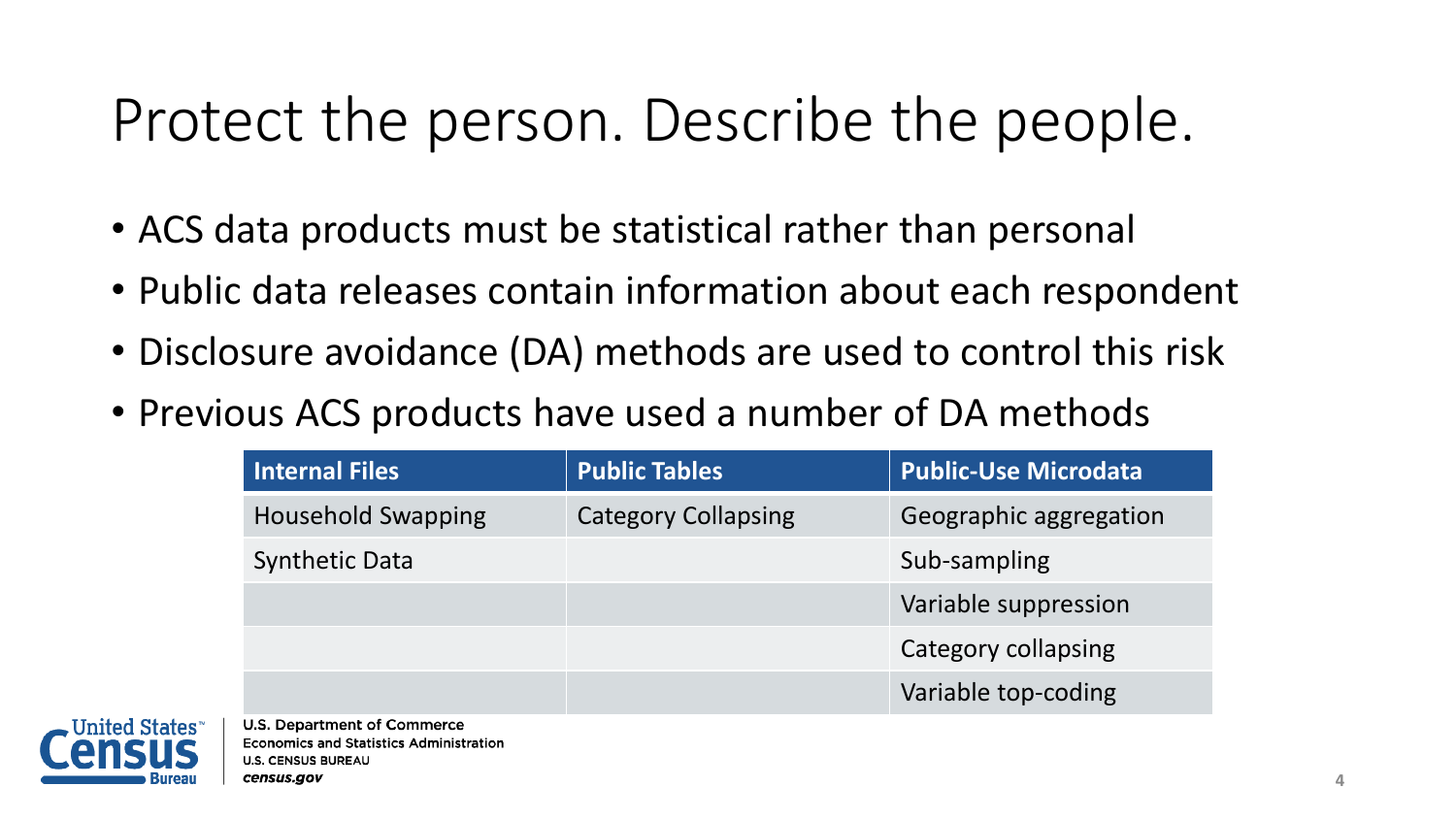# Protect the person. Describe the people.

- ACS data products must be statistical rather than personal
- Public data releases contain information about each respondent
- Disclosure avoidance (DA) methods are used to control this risk
- Previous ACS products have used a number of DA methods

| Internal Files | Public Tables | Public-Use Microdata |
| --- | --- | --- |
| Household Swapping | Category Collapsing | Geographic aggregation |
| Synthetic Data | | Sub-sampling |
| | | Variable suppression |
| | | Category collapsing |
| | | Variable top-coding |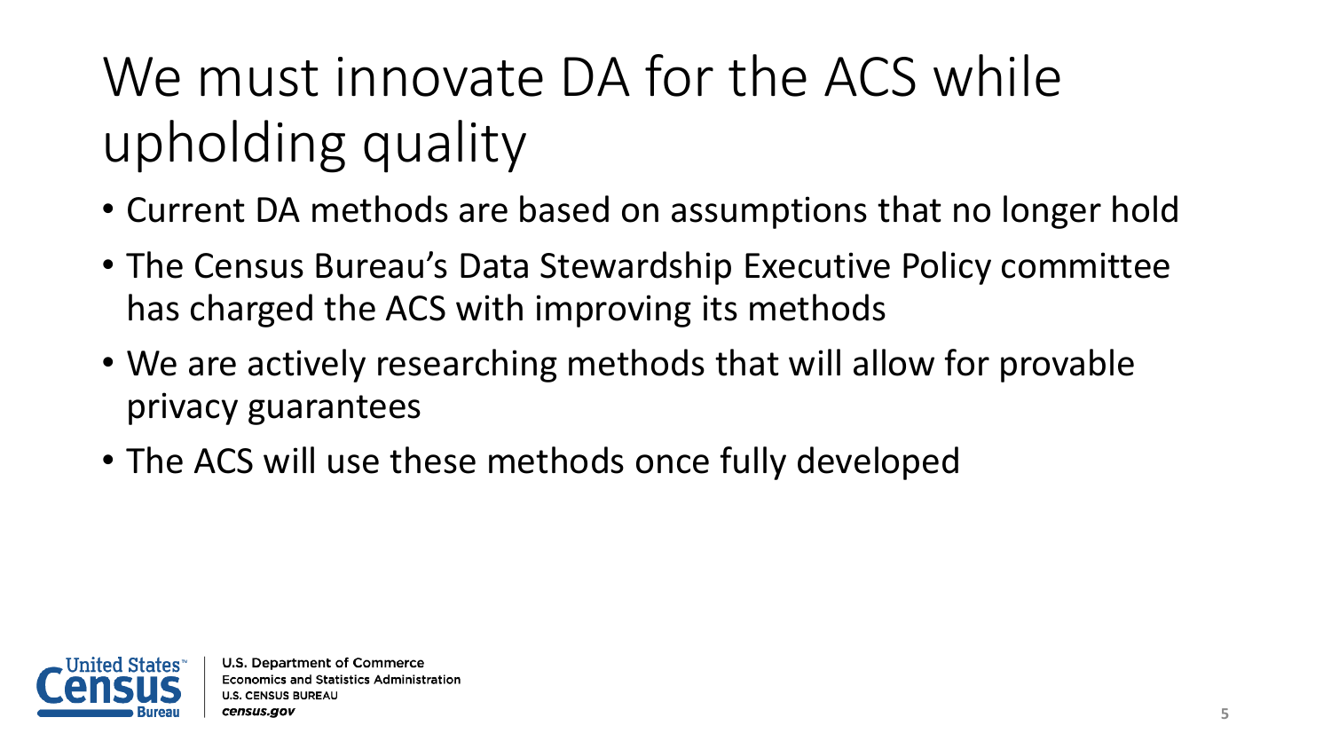# We must innovate DA for the ACS while upholding quality

- Current DA methods are based on assumptions that no longer hold
- The Census Bureau's Data Stewardship Executive Policy committee has charged the ACS with improving its methods
- We are actively researching methods that will allow for provable privacy guarantees
- The ACS will use these methods once fully developed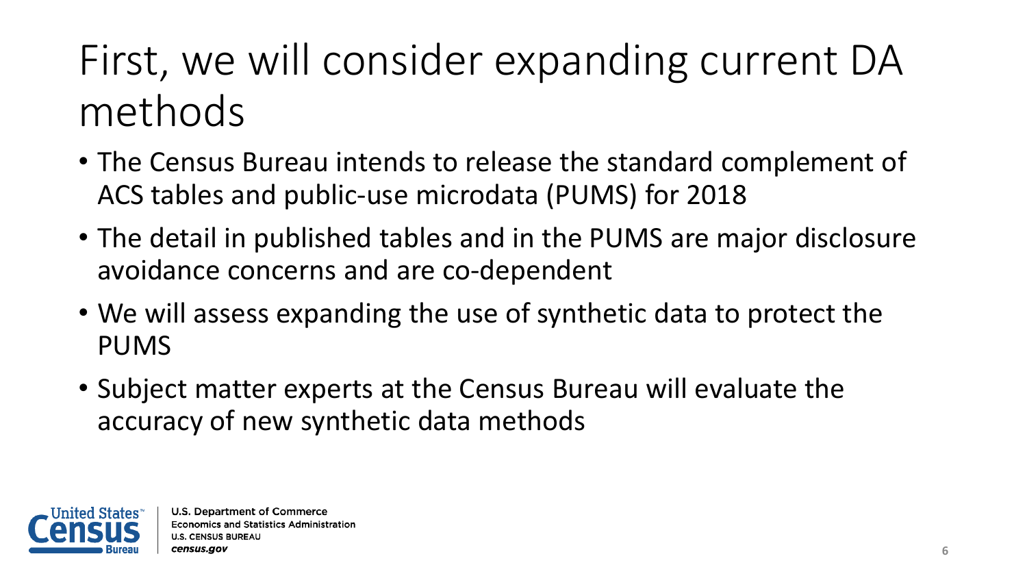# First, we will consider expanding current DA methods

- The Census Bureau intends to release the standard complement of ACS tables and public-use microdata (PUMS) for 2018
- The detail in published tables and in the PUMS are major disclosure avoidance concerns and are co-dependent
- We will assess expanding the use of synthetic data to protect the PUMS
- Subject matter experts at the Census Bureau will evaluate the accuracy of new synthetic data methods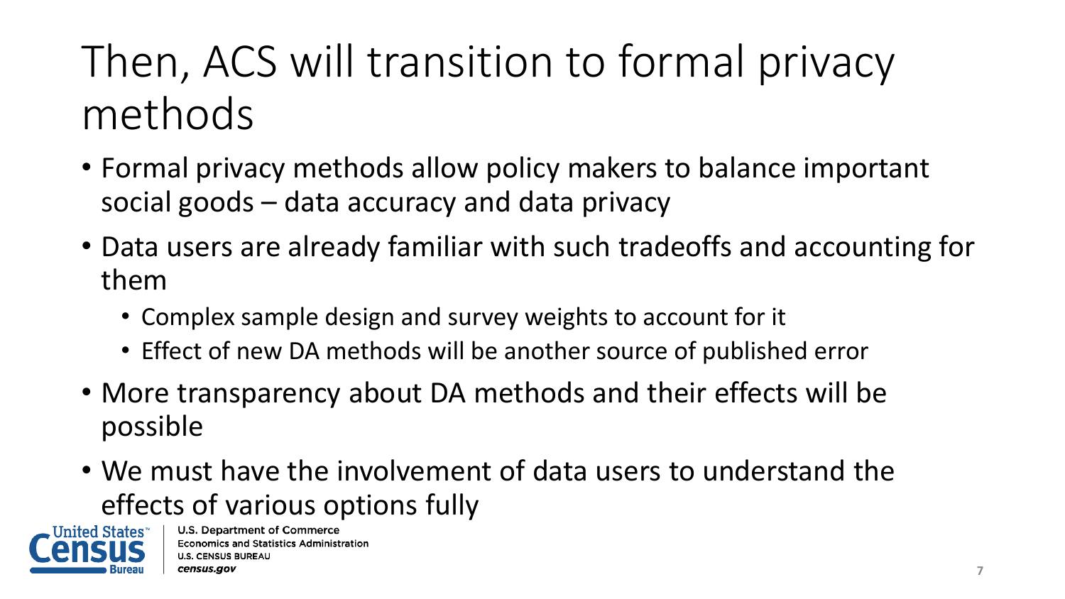# Then, ACS will transition to formal privacy methods

- Formal privacy methods allow policy makers to balance important social goods – data accuracy and data privacy
- Data users are already familiar with such tradeoffs and accounting for them
  - Complex sample design and survey weights to account for it
  - Effect of new DA methods will be another source of published error
- More transparency about DA methods and their effects will be possible
- We must have the involvement of data users to understand the effects of various options fully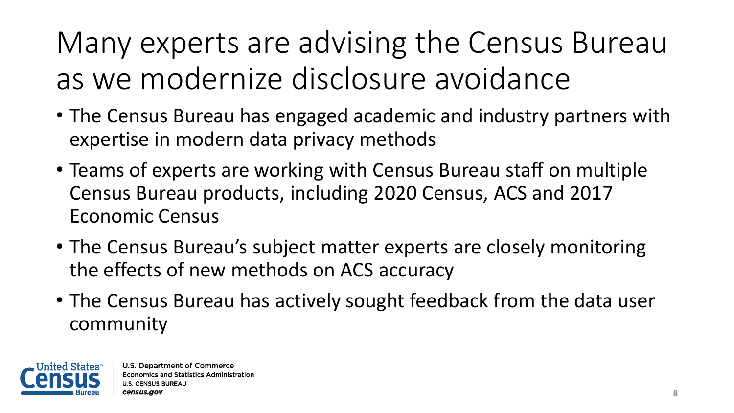# Many experts are advising the Census Bureau as we modernize disclosure avoidance

- The Census Bureau has engaged academic and industry partners with expertise in modern data privacy methods
- Teams of experts are working with Census Bureau staff on multiple Census Bureau products, including 2020 Census, ACS and 2017 Economic Census
- The Census Bureau's subject matter experts are closely monitoring the effects of new methods on ACS accuracy
- The Census Bureau has actively sought feedback from the data user community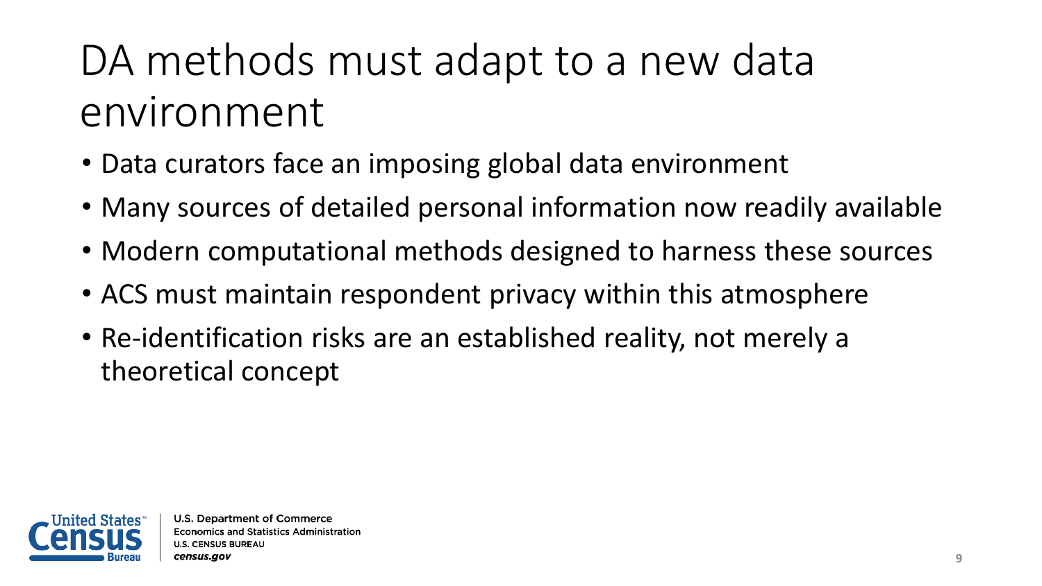# DA methods must adapt to a new data environment

- Data curators face an imposing global data environment
- Many sources of detailed personal information now readily available
- Modern computational methods designed to harness these sources
- ACS must maintain respondent privacy within this atmosphere
- Re-identification risks are an established reality, not merely a theoretical concept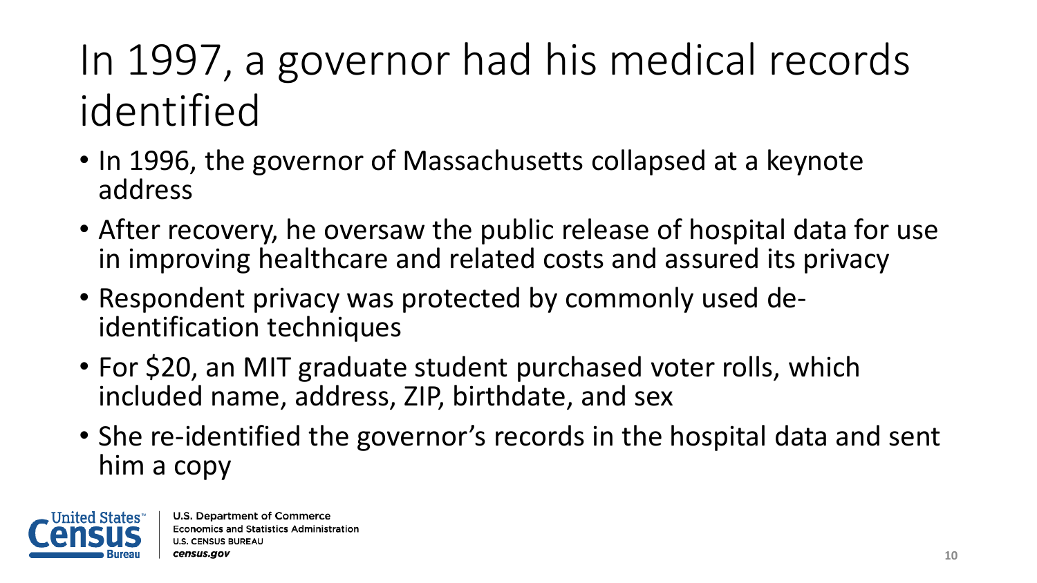# In 1997, a governor had his medical records identified

- In 1996, the governor of Massachusetts collapsed at a keynote address
- After recovery, he oversaw the public release of hospital data for use in improving healthcare and related costs and assured its privacy
- Respondent privacy was protected by commonly used de-identification techniques
- For $20, an MIT graduate student purchased voter rolls, which included name, address, ZIP, birthdate, and sex
- She re-identified the governor's records in the hospital data and sent him a copy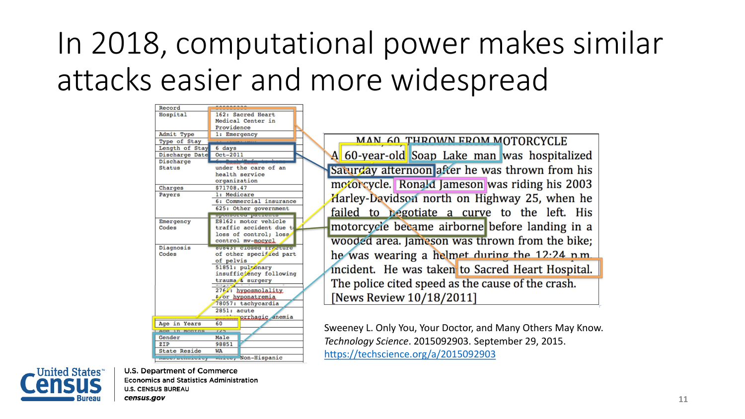# In 2018, computational power makes similar attacks easier and more widespread

| Record | |
|---|---|
| Hospital | 162: Sacred Heart Medical Center in Providence |
| Admit Type | 1: Emergency |
| Type of Stay | |
| Length of Stay | 6 days |
| Discharge Date | Oct-2011 |
| Discharge Status | under the care of an health service organization |
| Charges | $71708.47 |
| Payers | 1: Medicare |
| | 6: Commercial insurance |
| | 625: Other government sponsored patients |
| Emergency Codes | E8162: motor vehicle traffic accident due to loss of control; loss control mv-mocycl |
| Diagnosis Codes | 80843: closed fracture of other specified part of pelvis |
| | 51851: pulmonary insufficiency following trauma & surgery |
| | 2761: hyposmolality &/or hyponatremia |
| | 78057: tachycardia |
| | 2851: acute posthemorrhagic anemia |
| Age in Years | 60 |
| Age in Months | 725 |
| Gender | Male |
| ZIP | 98851 |
| State Reside | WA |
| Race/Ethnicity | White, Non-Hispanic |

**MAN, 60, THROWN FROM MOTORCYCLE**

A 60-year-old Soap Lake man was hospitalized Saturday afternoon after he was thrown from his motorcycle. Ronald Jameson was riding his 2003 Harley-Davidson north on Highway 25, when he failed to negotiate a curve to the left. His motorcycle became airborne before landing in a wooded area. Jameson was thrown from the bike; he was wearing a helmet during the 12:24 p.m. incident. He was taken to Sacred Heart Hospital. The police cited speed as the cause of the crash. [News Review 10/18/2011]

Sweeney L. Only You, Your Doctor, and Many Others May Know. *Technology Science*. 2015092903. September 29, 2015. https://techscience.org/a/2015092903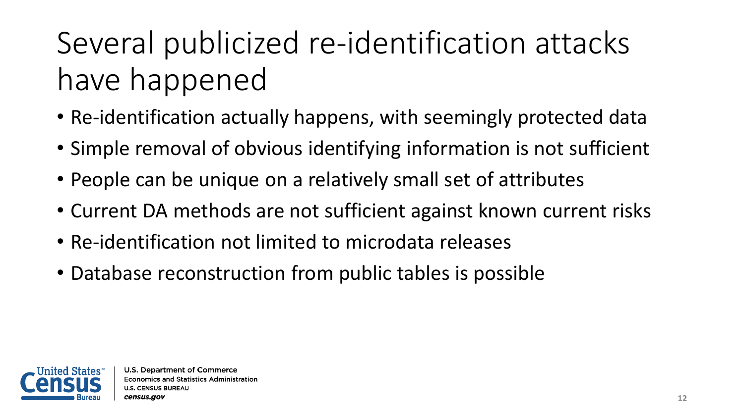# Several publicized re-identification attacks have happened

- Re-identification actually happens, with seemingly protected data
- Simple removal of obvious identifying information is not sufficient
- People can be unique on a relatively small set of attributes
- Current DA methods are not sufficient against known current risks
- Re-identification not limited to microdata releases
- Database reconstruction from public tables is possible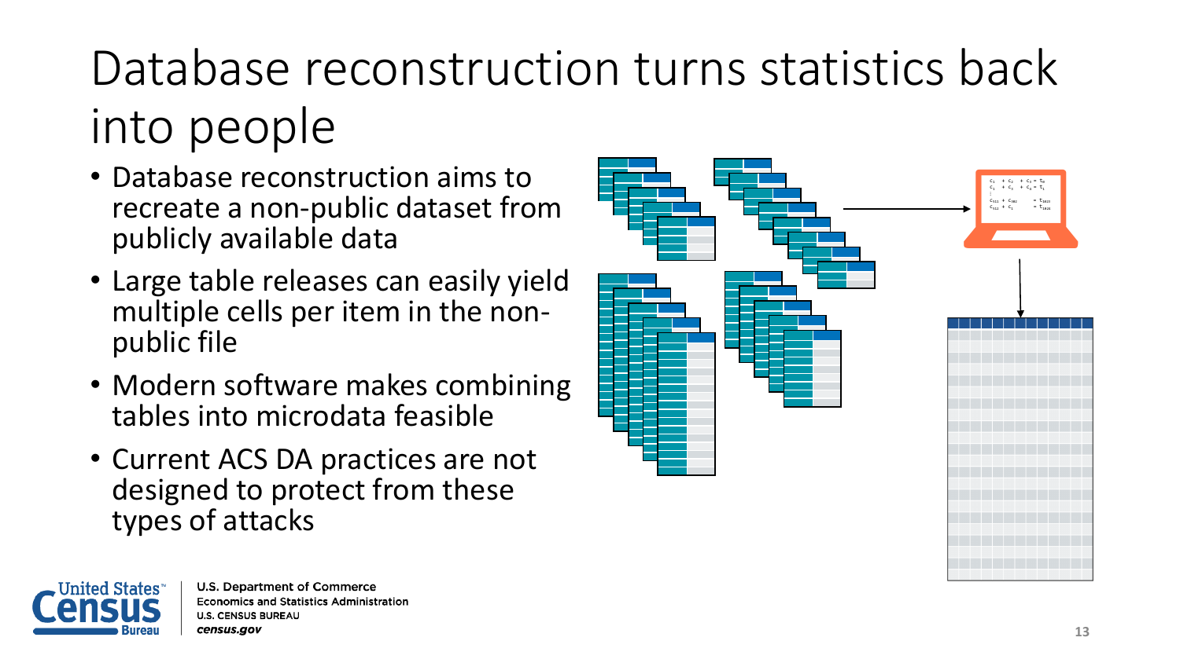# Database reconstruction turns statistics back into people

- Database reconstruction aims to recreate a non-public dataset from publicly available data
- Large table releases can easily yield multiple cells per item in the non-public file
- Modern software makes combining tables into microdata feasible
- Current ACS DA practices are not designed to protect from these types of attacks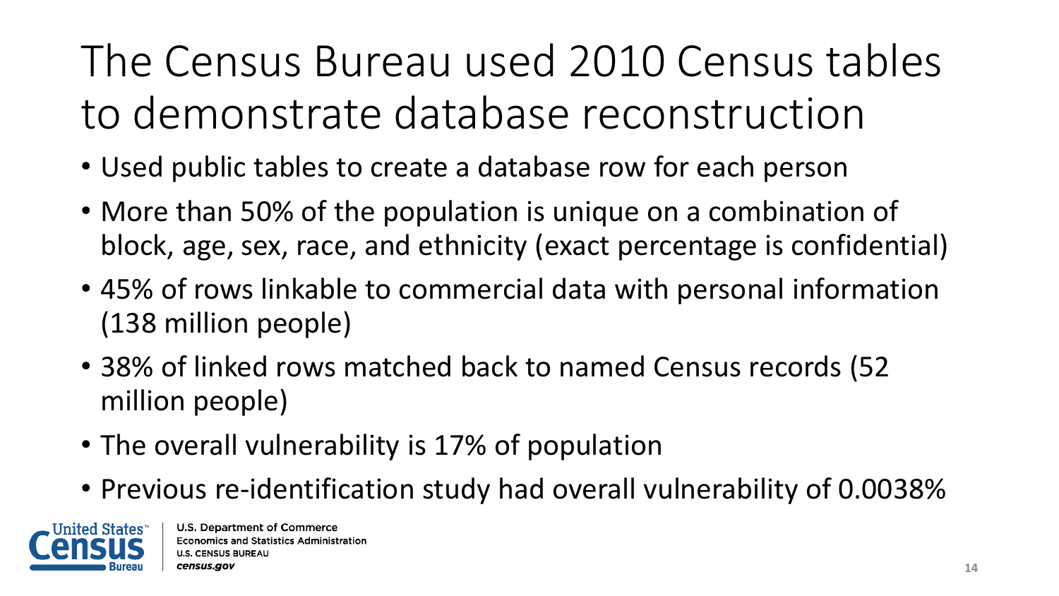# The Census Bureau used 2010 Census tables to demonstrate database reconstruction

- Used public tables to create a database row for each person
- More than 50% of the population is unique on a combination of block, age, sex, race, and ethnicity (exact percentage is confidential)
- 45% of rows linkable to commercial data with personal information (138 million people)
- 38% of linked rows matched back to named Census records (52 million people)
- The overall vulnerability is 17% of population
- Previous re-identification study had overall vulnerability of 0.0038%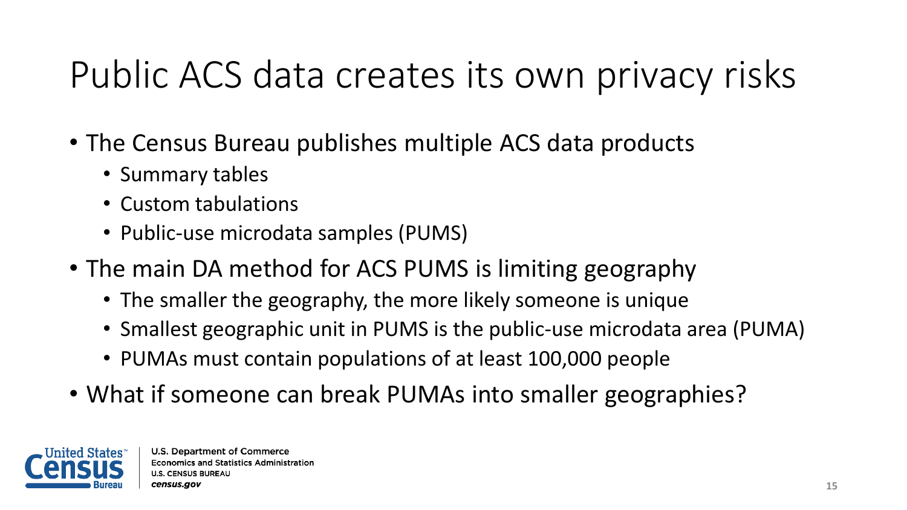# Public ACS data creates its own privacy risks

- The Census Bureau publishes multiple ACS data products
  - Summary tables
  - Custom tabulations
  - Public-use microdata samples (PUMS)
- The main DA method for ACS PUMS is limiting geography
  - The smaller the geography, the more likely someone is unique
  - Smallest geographic unit in PUMS is the public-use microdata area (PUMA)
  - PUMAs must contain populations of at least 100,000 people
- What if someone can break PUMAs into smaller geographies?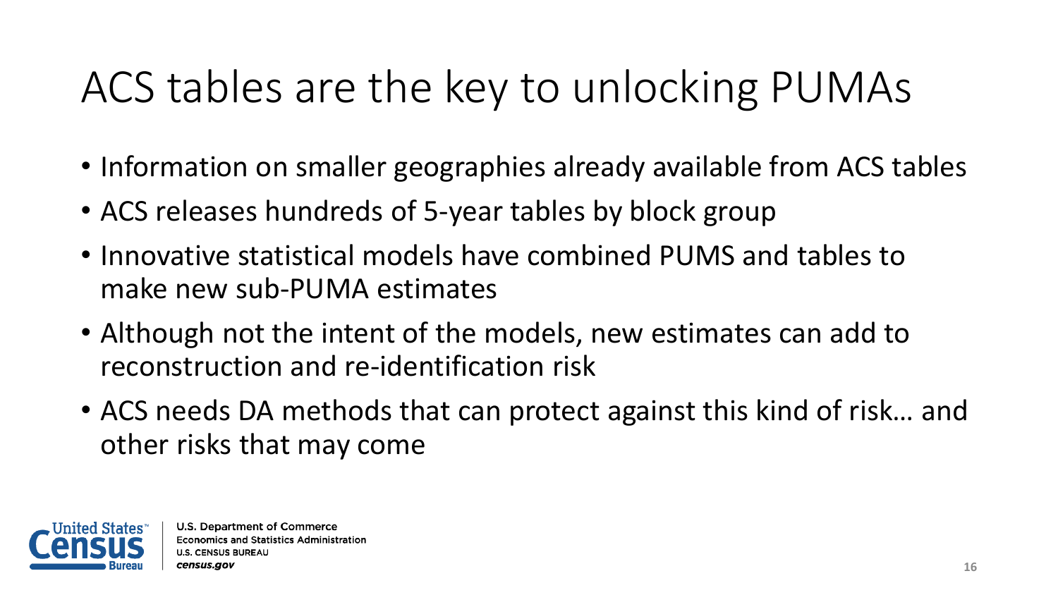# ACS tables are the key to unlocking PUMAs

- Information on smaller geographies already available from ACS tables
- ACS releases hundreds of 5-year tables by block group
- Innovative statistical models have combined PUMS and tables to make new sub-PUMA estimates
- Although not the intent of the models, new estimates can add to reconstruction and re-identification risk
- ACS needs DA methods that can protect against this kind of risk… and other risks that may come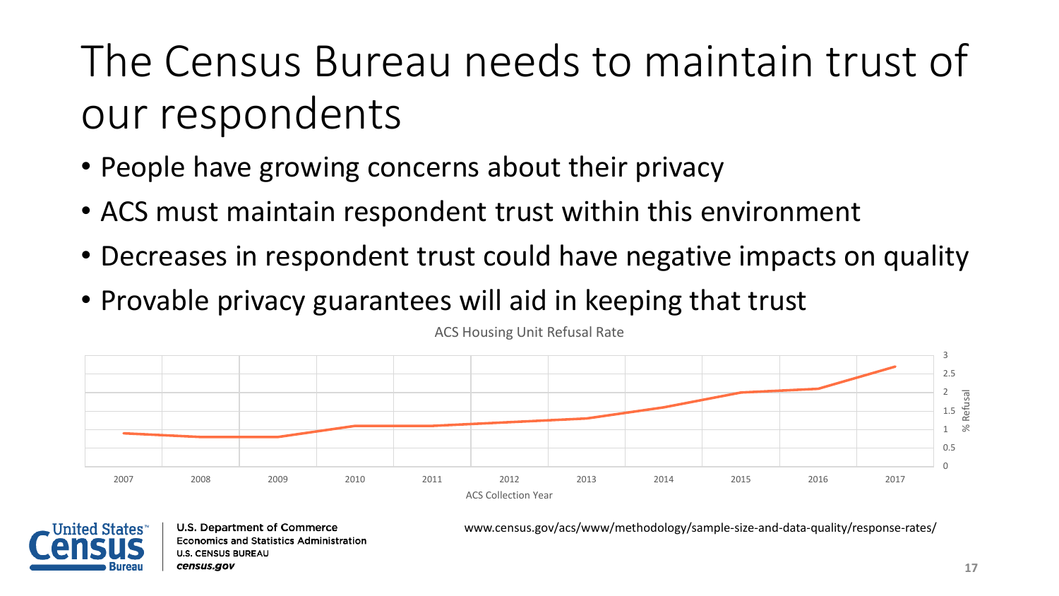# The Census Bureau needs to maintain trust of our respondents

- People have growing concerns about their privacy
- ACS must maintain respondent trust within this environment
- Decreases in respondent trust could have negative impacts on quality
- Provable privacy guarantees will aid in keeping that trust

ACS Housing Unit Refusal Rate

ACS Collection Year

% Refusal

www.census.gov/acs/www/methodology/sample-size-and-data-quality/response-rates/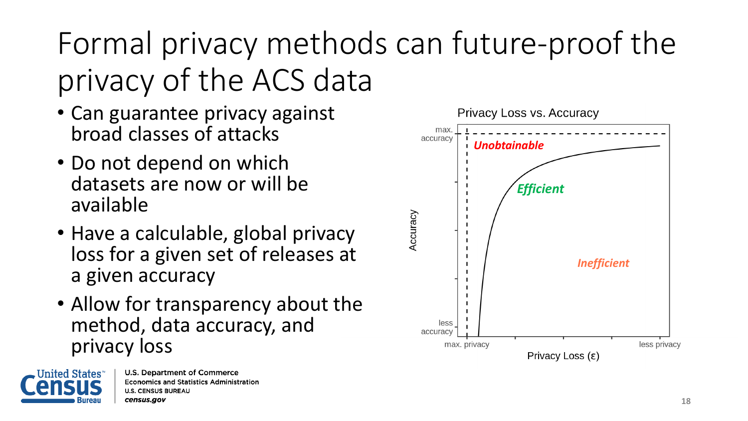# Formal privacy methods can future-proof the privacy of the ACS data

- Can guarantee privacy against broad classes of attacks
- Do not depend on which datasets are now or will be available
- Have a calculable, global privacy loss for a given set of releases at a given accuracy
- Allow for transparency about the method, data accuracy, and privacy loss

Privacy Loss vs. Accuracy

Accuracy: max. accuracy / less accuracy

Privacy Loss (ε): max. privacy / less privacy

*Unobtainable*

*Efficient*

*Inefficient*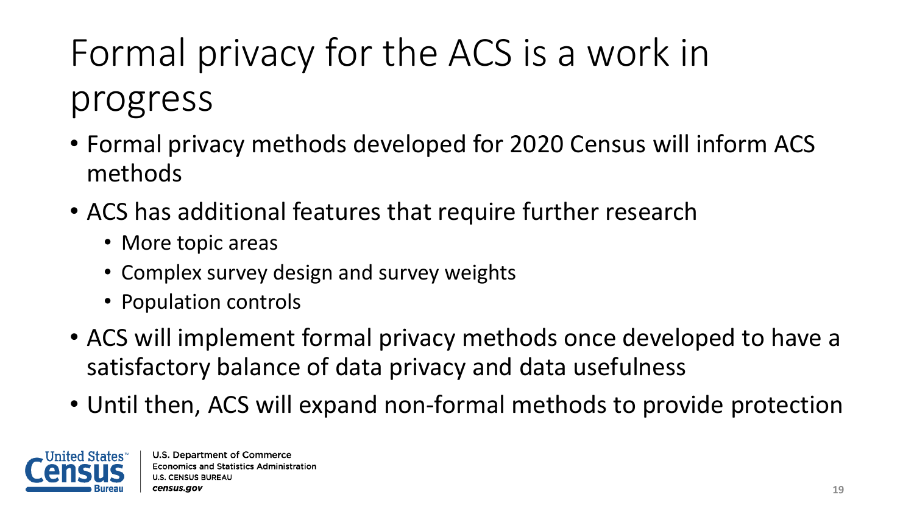# Formal privacy for the ACS is a work in progress

- Formal privacy methods developed for 2020 Census will inform ACS methods
- ACS has additional features that require further research
  - More topic areas
  - Complex survey design and survey weights
  - Population controls
- ACS will implement formal privacy methods once developed to have a satisfactory balance of data privacy and data usefulness
- Until then, ACS will expand non-formal methods to provide protection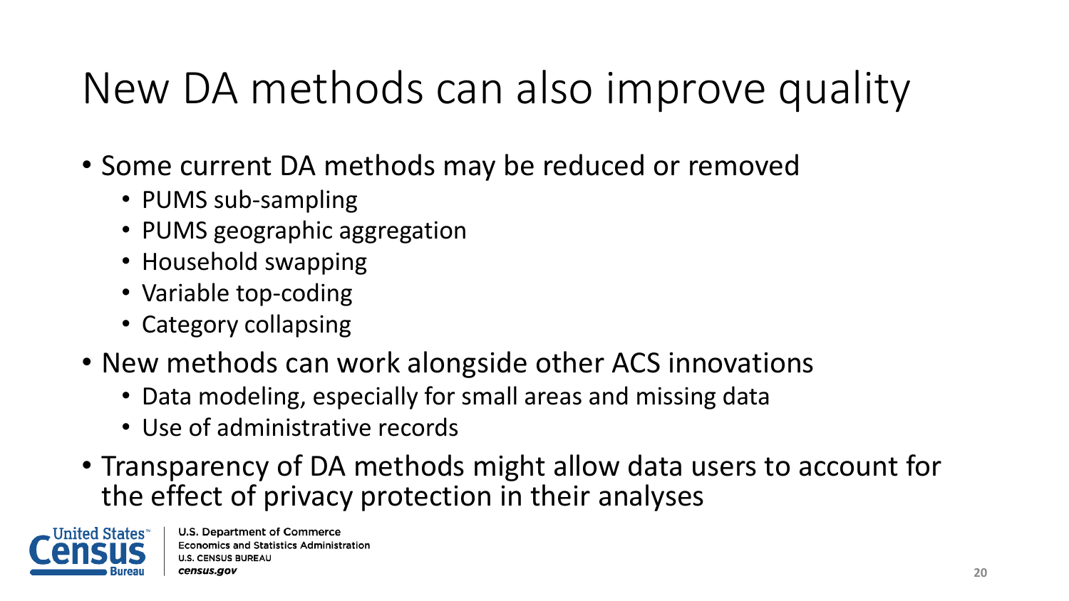# New DA methods can also improve quality

- Some current DA methods may be reduced or removed
  - PUMS sub-sampling
  - PUMS geographic aggregation
  - Household swapping
  - Variable top-coding
  - Category collapsing
- New methods can work alongside other ACS innovations
  - Data modeling, especially for small areas and missing data
  - Use of administrative records
- Transparency of DA methods might allow data users to account for the effect of privacy protection in their analyses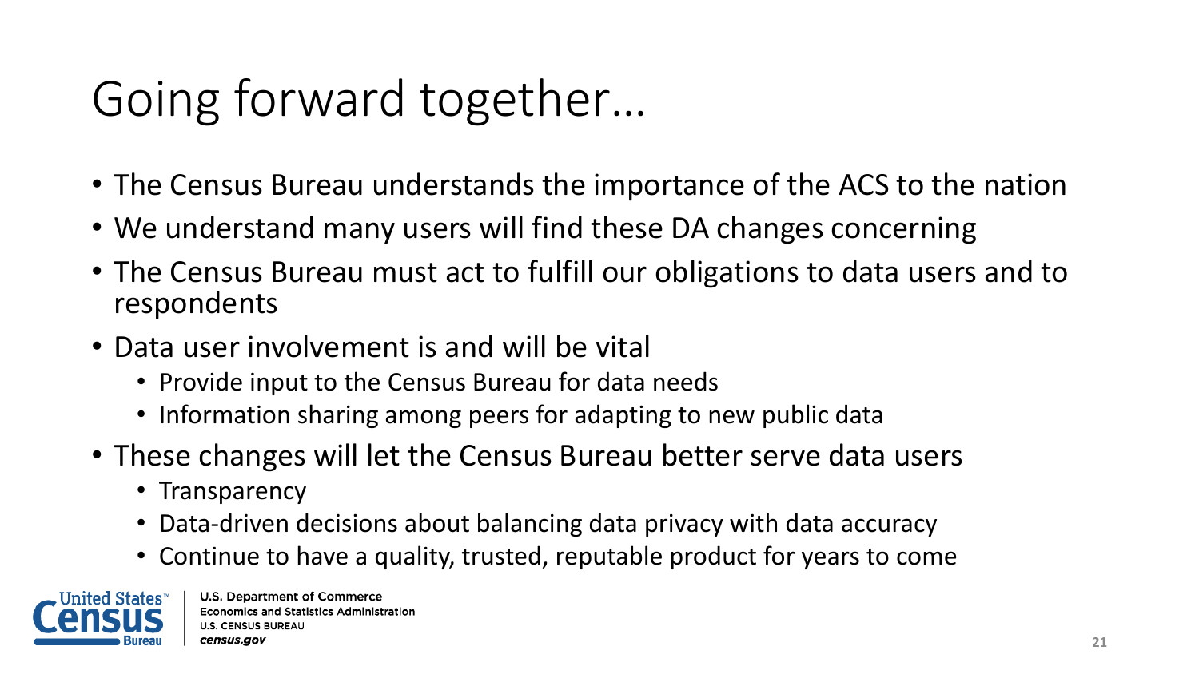# Going forward together…

- The Census Bureau understands the importance of the ACS to the nation
- We understand many users will find these DA changes concerning
- The Census Bureau must act to fulfill our obligations to data users and to respondents
- Data user involvement is and will be vital
  - Provide input to the Census Bureau for data needs
  - Information sharing among peers for adapting to new public data
- These changes will let the Census Bureau better serve data users
  - Transparency
  - Data-driven decisions about balancing data privacy with data accuracy
  - Continue to have a quality, trusted, reputable product for years to come